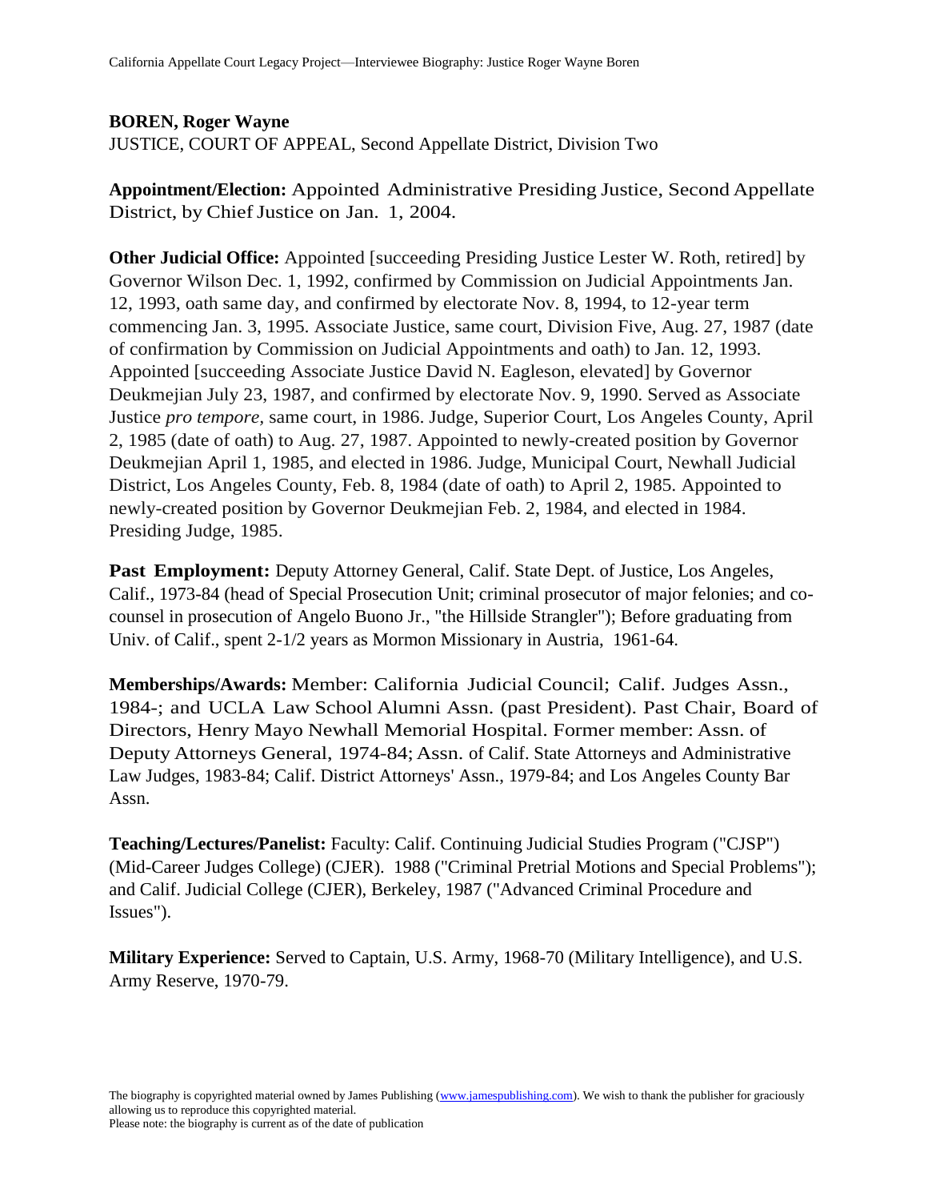**BOREN, Roger Wayne**
JUSTICE, COURT OF APPEAL, Second Appellate District, Division Two

**Appointment/Election:** Appointed Administrative Presiding Justice, Second Appellate District, by Chief Justice on Jan. 1, 2004.

**Other Judicial Office:** Appointed [succeeding Presiding Justice Lester W. Roth, retired] by Governor Wilson Dec. 1, 1992, confirmed by Commission on Judicial Appointments Jan. 12, 1993, oath same day, and confirmed by electorate Nov. 8, 1994, to 12-year term commencing Jan. 3, 1995. Associate Justice, same court, Division Five, Aug. 27, 1987 (date of confirmation by Commission on Judicial Appointments and oath) to Jan. 12, 1993. Appointed [succeeding Associate Justice David N. Eagleson, elevated] by Governor Deukmejian July 23, 1987, and confirmed by electorate Nov. 9, 1990. Served as Associate Justice *pro tempore*, same court, in 1986. Judge, Superior Court, Los Angeles County, April 2, 1985 (date of oath) to Aug. 27, 1987. Appointed to newly-created position by Governor Deukmejian April 1, 1985, and elected in 1986. Judge, Municipal Court, Newhall Judicial District, Los Angeles County, Feb. 8, 1984 (date of oath) to April 2, 1985. Appointed to newly-created position by Governor Deukmejian Feb. 2, 1984, and elected in 1984. Presiding Judge, 1985.

**Past Employment:** Deputy Attorney General, Calif. State Dept. of Justice, Los Angeles, Calif., 1973-84 (head of Special Prosecution Unit; criminal prosecutor of major felonies; and co-counsel in prosecution of Angelo Buono Jr., "the Hillside Strangler"); Before graduating from Univ. of Calif., spent 2-1/2 years as Mormon Missionary in Austria, 1961-64.

**Memberships/Awards:** Member: California Judicial Council; Calif. Judges Assn., 1984-; and UCLA Law School Alumni Assn. (past President). Past Chair, Board of Directors, Henry Mayo Newhall Memorial Hospital. Former member: Assn. of Deputy Attorneys General, 1974-84; Assn. of Calif. State Attorneys and Administrative Law Judges, 1983-84; Calif. District Attorneys' Assn., 1979-84; and Los Angeles County Bar Assn.

**Teaching/Lectures/Panelist:** Faculty: Calif. Continuing Judicial Studies Program ("CJSP") (Mid-Career Judges College) (CJER). 1988 ("Criminal Pretrial Motions and Special Problems"); and Calif. Judicial College (CJER), Berkeley, 1987 ("Advanced Criminal Procedure and Issues").

**Military Experience:** Served to Captain, U.S. Army, 1968-70 (Military Intelligence), and U.S. Army Reserve, 1970-79.

The biography is copyrighted material owned by James Publishing (www.jamespublishing.com). We wish to thank the publisher for graciously allowing us to reproduce this copyrighted material.
Please note: the biography is current as of the date of publication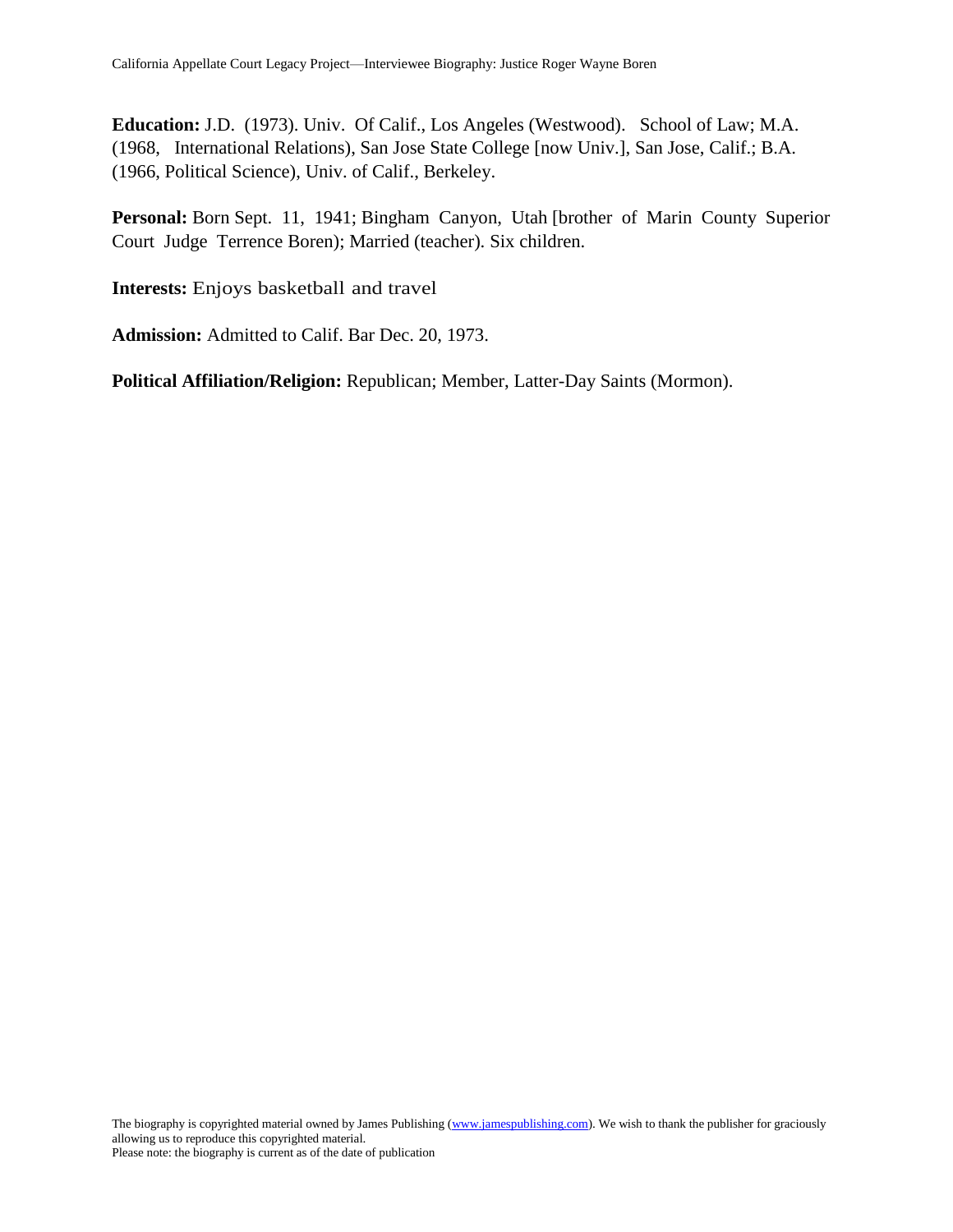**Education:** J.D. (1973). Univ. Of Calif., Los Angeles (Westwood). School of Law; M.A. (1968, International Relations), San Jose State College [now Univ.], San Jose, Calif.; B.A. (1966, Political Science), Univ. of Calif., Berkeley.

**Personal:** Born Sept. 11, 1941; Bingham Canyon, Utah [brother of Marin County Superior Court Judge Terrence Boren); Married (teacher). Six children.

**Interests:** Enjoys basketball and travel

**Admission:** Admitted to Calif. Bar Dec. 20, 1973.

**Political Affiliation/Religion:** Republican; Member, Latter-Day Saints (Mormon).

The biography is copyrighted material owned by James Publishing (www.jamespublishing.com). We wish to thank the publisher for graciously allowing us to reproduce this copyrighted material.
Please note: the biography is current as of the date of publication